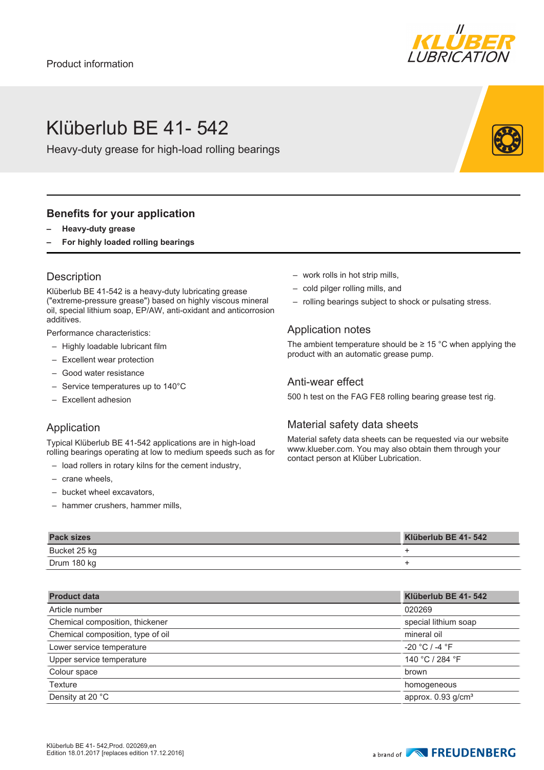Product information

# Klüberlub BE 41- 542

Heavy-duty grease for high-load rolling bearings

## Benefits for your application

- **Heavy-duty grease**
- **For highly loaded rolling bearings**

## Description

Klüberlub BE 41-542 is a heavy-duty lubricating grease ("extreme-pressure grease") based on highly viscous mineral oil, special lithium soap, EP/AW, anti-oxidant and anticorrosion additives.

Performance characteristics:

- Highly loadable lubricant film
- Excellent wear protection
- Good water resistance
- Service temperatures up to 140°C
- Excellent adhesion

## Application

Typical Klüberlub BE 41-542 applications are in high-load rolling bearings operating at low to medium speeds such as for

- load rollers in rotary kilns for the cement industry,
- crane wheels,
- bucket wheel excavators,
- hammer crushers, hammer mills,
- work rolls in hot strip mills,
- cold pilger rolling mills, and
- rolling bearings subject to shock or pulsating stress.

## Application notes

The ambient temperature should be ≥ 15 °C when applying the product with an automatic grease pump.

## Anti-wear effect

500 h test on the FAG FE8 rolling bearing grease test rig.

## Material safety data sheets

Material safety data sheets can be requested via our website www.klueber.com. You may also obtain them through your contact person at Klüber Lubrication.

| Pack sizes | Klüberlub BE 41- 542 |
|---|---|
| Bucket 25 kg | + |
| Drum 180 kg | + |

| Product data | Klüberlub BE 41- 542 |
|---|---|
| Article number | 020269 |
| Chemical composition, thickener | special lithium soap |
| Chemical composition, type of oil | mineral oil |
| Lower service temperature | -20 °C / -4 °F |
| Upper service temperature | 140 °C / 284 °F |
| Colour space | brown |
| Texture | homogeneous |
| Density at 20 °C | approx. 0.93 g/cm³ |

Klüberlub BE 41- 542,Prod. 020269,en
Edition 18.01.2017 [replaces edition 17.12.2016]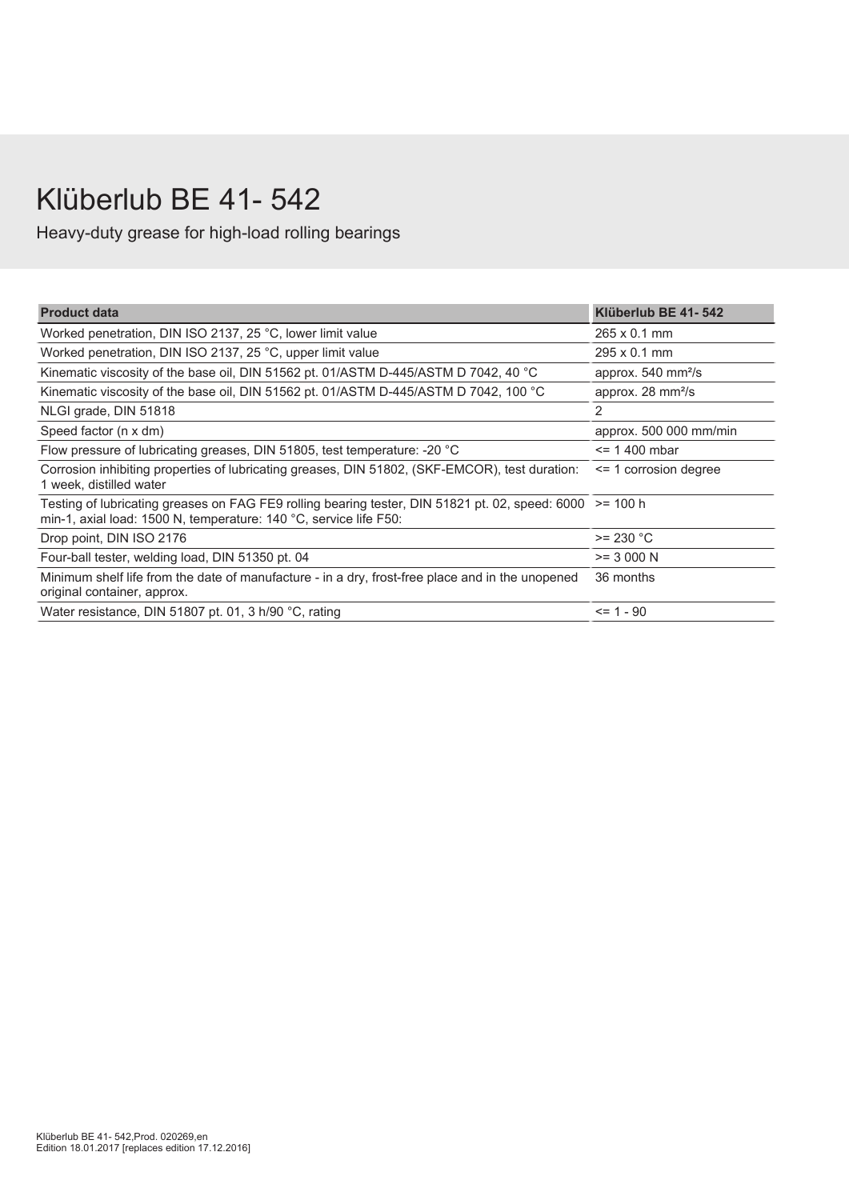# Klüberlub BE 41- 542

Heavy-duty grease for high-load rolling bearings

| Product data | Klüberlub BE 41- 542 |
| --- | --- |
| Worked penetration, DIN ISO 2137, 25 °C, lower limit value | 265 x 0.1 mm |
| Worked penetration, DIN ISO 2137, 25 °C, upper limit value | 295 x 0.1 mm |
| Kinematic viscosity of the base oil, DIN 51562 pt. 01/ASTM D-445/ASTM D 7042, 40 °C | approx. 540 mm²/s |
| Kinematic viscosity of the base oil, DIN 51562 pt. 01/ASTM D-445/ASTM D 7042, 100 °C | approx. 28 mm²/s |
| NLGI grade, DIN 51818 | 2 |
| Speed factor (n x dm) | approx. 500 000 mm/min |
| Flow pressure of lubricating greases, DIN 51805, test temperature: -20 °C | <= 1 400 mbar |
| Corrosion inhibiting properties of lubricating greases, DIN 51802, (SKF-EMCOR), test duration: 1 week, distilled water | <= 1 corrosion degree |
| Testing of lubricating greases on FAG FE9 rolling bearing tester, DIN 51821 pt. 02, speed: 6000 min-1, axial load: 1500 N, temperature: 140 °C, service life F50: | >= 100 h |
| Drop point, DIN ISO 2176 | >= 230 °C |
| Four-ball tester, welding load, DIN 51350 pt. 04 | >= 3 000 N |
| Minimum shelf life from the date of manufacture - in a dry, frost-free place and in the unopened original container, approx. | 36 months |
| Water resistance, DIN 51807 pt. 01, 3 h/90 °C, rating | <= 1 - 90 |

Klüberlub BE 41- 542,Prod. 020269,en
Edition 18.01.2017 [replaces edition 17.12.2016]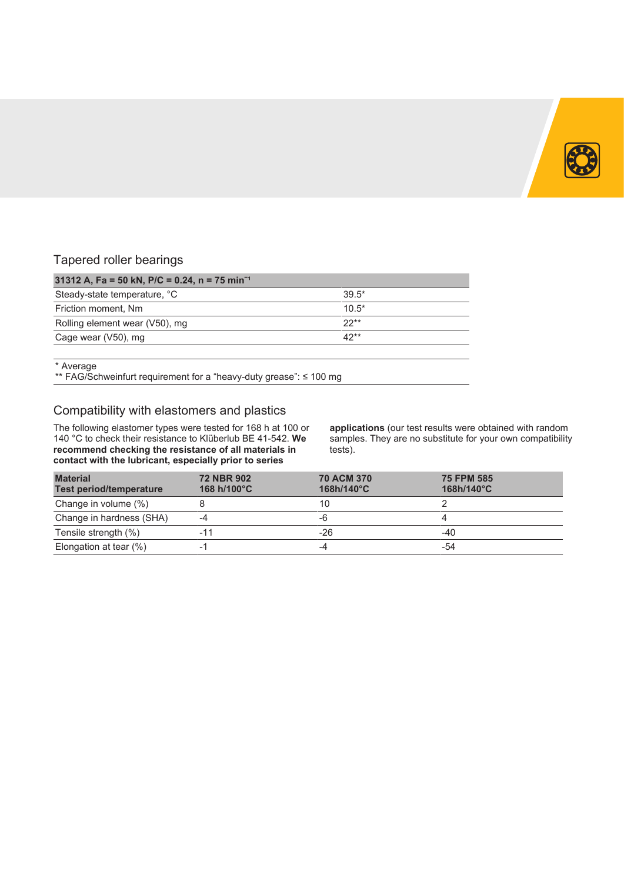## Tapered roller bearings

| 31312 A, Fa = 50 kN, P/C = 0.24, n = 75 min⁻¹ | |
|---|---|
| Steady-state temperature, °C | 39.5* |
| Friction moment, Nm | 10.5* |
| Rolling element wear (V50), mg | 22** |
| Cage wear (V50), mg | 42** |

\* Average
** FAG/Schweinfurt requirement for a “heavy-duty grease”: ≤ 100 mg

## Compatibility with elastomers and plastics

The following elastomer types were tested for 168 h at 100 or 140 °C to check their resistance to Klüberlub BE 41-542. **We recommend checking the resistance of all materials in contact with the lubricant, especially prior to series applications** (our test results were obtained with random samples. They are no substitute for your own compatibility tests).

| Material<br>Test period/temperature | 72 NBR 902<br>168 h/100°C | 70 ACM 370<br>168h/140°C | 75 FPM 585<br>168h/140°C |
|---|---|---|---|
| Change in volume (%) | 8 | 10 | 2 |
| Change in hardness (SHA) | -4 | -6 | 4 |
| Tensile strength (%) | -11 | -26 | -40 |
| Elongation at tear (%) | -1 | -4 | -54 |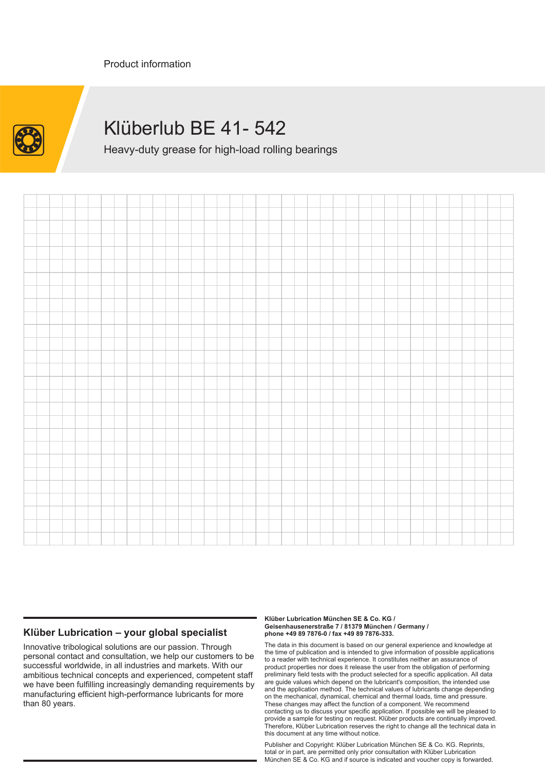Product information

# Klüberlub BE 41- 542

Heavy-duty grease for high-load rolling bearings

## Klüber Lubrication – your global specialist

Innovative tribological solutions are our passion. Through personal contact and consultation, we help our customers to be successful worldwide, in all industries and markets. With our ambitious technical concepts and experienced, competent staff we have been fulfilling increasingly demanding requirements by manufacturing efficient high-performance lubricants for more than 80 years.

**Klüber Lubrication München SE & Co. KG / Geisenhausenerstraße 7 / 81379 München / Germany / phone +49 89 7876-0 / fax +49 89 7876-333.**

The data in this document is based on our general experience and knowledge at the time of publication and is intended to give information of possible applications to a reader with technical experience. It constitutes neither an assurance of product properties nor does it release the user from the obligation of performing preliminary field tests with the product selected for a specific application. All data are guide values which depend on the lubricant's composition, the intended use and the application method. The technical values of lubricants change depending on the mechanical, dynamical, chemical and thermal loads, time and pressure. These changes may affect the function of a component. We recommend contacting us to discuss your specific application. If possible we will be pleased to provide a sample for testing on request. Klüber products are continually improved. Therefore, Klüber Lubrication reserves the right to change all the technical data in this document at any time without notice.

Publisher and Copyright: Klüber Lubrication München SE & Co. KG. Reprints, total or in part, are permitted only prior consultation with Klüber Lubrication München SE & Co. KG and if source is indicated and voucher copy is forwarded.